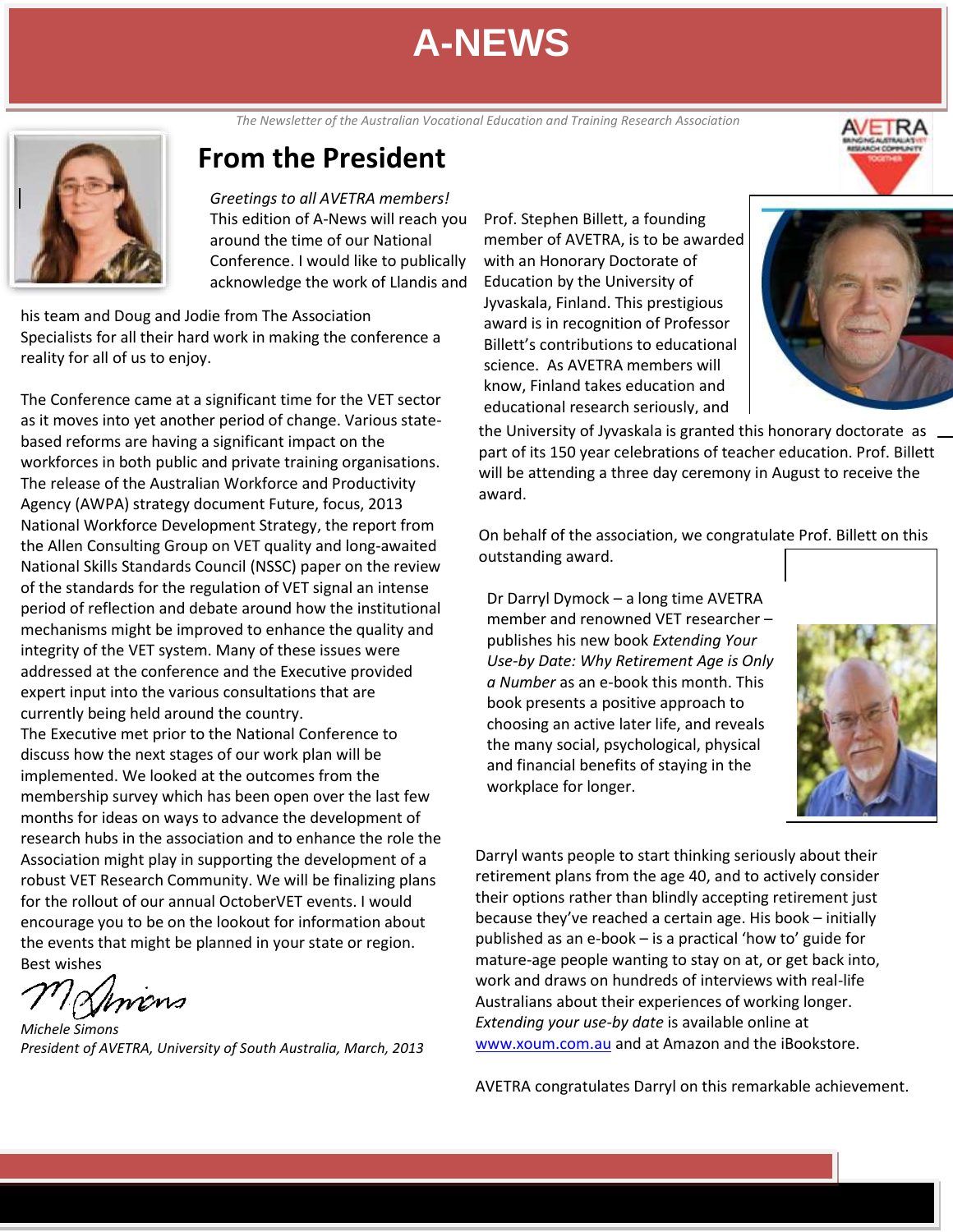# A-NEWS

*The Newsletter of the Australian Vocational Education and Training Research Association*

## From the President

*Greetings to all AVETRA members!*

This edition of A-News will reach you around the time of our National Conference. I would like to publically acknowledge the work of Llandis and his team and Doug and Jodie from The Association Specialists for all their hard work in making the conference a reality for all of us to enjoy.

The Conference came at a significant time for the VET sector as it moves into yet another period of change. Various state-based reforms are having a significant impact on the workforces in both public and private training organisations. The release of the Australian Workforce and Productivity Agency (AWPA) strategy document Future, focus, 2013 National Workforce Development Strategy, the report from the Allen Consulting Group on VET quality and long-awaited National Skills Standards Council (NSSC) paper on the review of the standards for the regulation of VET signal an intense period of reflection and debate around how the institutional mechanisms might be improved to enhance the quality and integrity of the VET system. Many of these issues were addressed at the conference and the Executive provided expert input into the various consultations that are currently being held around the country.

The Executive met prior to the National Conference to discuss how the next stages of our work plan will be implemented. We looked at the outcomes from the membership survey which has been open over the last few months for ideas on ways to advance the development of research hubs in the association and to enhance the role the Association might play in supporting the development of a robust VET Research Community. We will be finalizing plans for the rollout of our annual OctoberVET events. I would encourage you to be on the lookout for information about the events that might be planned in your state or region.

Best wishes

*Michele Simons*
*President of AVETRA, University of South Australia, March, 2013*

Prof. Stephen Billett, a founding member of AVETRA, is to be awarded with an Honorary Doctorate of Education by the University of Jyvaskala, Finland. This prestigious award is in recognition of Professor Billett's contributions to educational science. As AVETRA members will know, Finland takes education and educational research seriously, and the University of Jyvaskala is granted this honorary doctorate as part of its 150 year celebrations of teacher education. Prof. Billett will be attending a three day ceremony in August to receive the award.

On behalf of the association, we congratulate Prof. Billett on this outstanding award.

Dr Darryl Dymock – a long time AVETRA member and renowned VET researcher – publishes his new book *Extending Your Use-by Date: Why Retirement Age is Only a Number* as an e-book this month. This book presents a positive approach to choosing an active later life, and reveals the many social, psychological, physical and financial benefits of staying in the workplace for longer.

Darryl wants people to start thinking seriously about their retirement plans from the age 40, and to actively consider their options rather than blindly accepting retirement just because they've reached a certain age. His book – initially published as an e-book – is a practical 'how to' guide for mature-age people wanting to stay on at, or get back into, work and draws on hundreds of interviews with real-life Australians about their experiences of working longer. *Extending your use-by date* is available online at www.xoum.com.au and at Amazon and the iBookstore.

AVETRA congratulates Darryl on this remarkable achievement.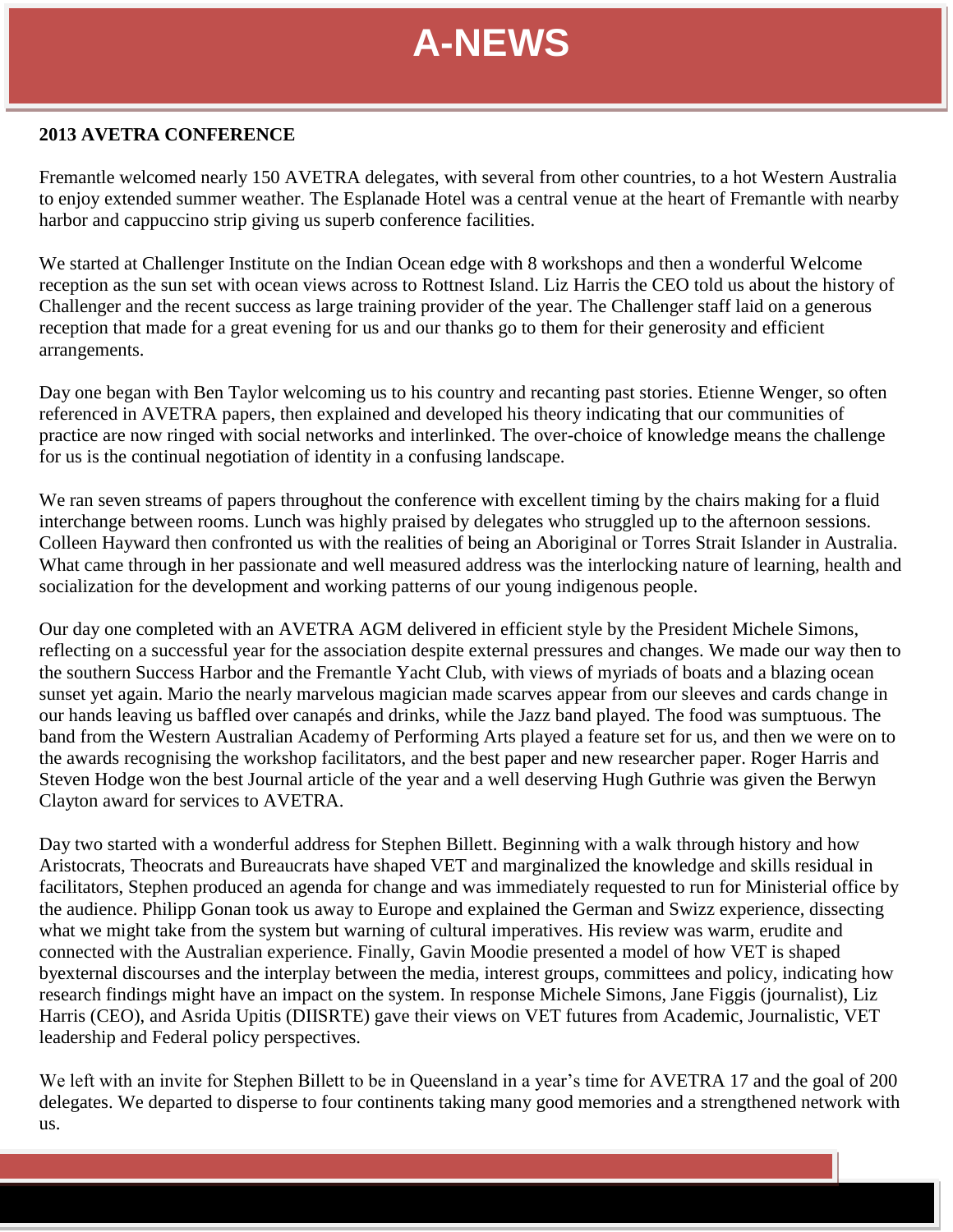# A-NEWS

**2013 AVETRA CONFERENCE**

Fremantle welcomed nearly 150 AVETRA delegates, with several from other countries, to a hot Western Australia to enjoy extended summer weather. The Esplanade Hotel was a central venue at the heart of Fremantle with nearby harbor and cappuccino strip giving us superb conference facilities.

We started at Challenger Institute on the Indian Ocean edge with 8 workshops and then a wonderful Welcome reception as the sun set with ocean views across to Rottnest Island. Liz Harris the CEO told us about the history of Challenger and the recent success as large training provider of the year. The Challenger staff laid on a generous reception that made for a great evening for us and our thanks go to them for their generosity and efficient arrangements.

Day one began with Ben Taylor welcoming us to his country and recanting past stories. Etienne Wenger, so often referenced in AVETRA papers, then explained and developed his theory indicating that our communities of practice are now ringed with social networks and interlinked. The over-choice of knowledge means the challenge for us is the continual negotiation of identity in a confusing landscape.

We ran seven streams of papers throughout the conference with excellent timing by the chairs making for a fluid interchange between rooms. Lunch was highly praised by delegates who struggled up to the afternoon sessions. Colleen Hayward then confronted us with the realities of being an Aboriginal or Torres Strait Islander in Australia. What came through in her passionate and well measured address was the interlocking nature of learning, health and socialization for the development and working patterns of our young indigenous people.

Our day one completed with an AVETRA AGM delivered in efficient style by the President Michele Simons, reflecting on a successful year for the association despite external pressures and changes. We made our way then to the southern Success Harbor and the Fremantle Yacht Club, with views of myriads of boats and a blazing ocean sunset yet again. Mario the nearly marvelous magician made scarves appear from our sleeves and cards change in our hands leaving us baffled over canapés and drinks, while the Jazz band played. The food was sumptuous. The band from the Western Australian Academy of Performing Arts played a feature set for us, and then we were on to the awards recognising the workshop facilitators, and the best paper and new researcher paper. Roger Harris and Steven Hodge won the best Journal article of the year and a well deserving Hugh Guthrie was given the Berwyn Clayton award for services to AVETRA.

Day two started with a wonderful address for Stephen Billett. Beginning with a walk through history and how Aristocrats, Theocrats and Bureaucrats have shaped VET and marginalized the knowledge and skills residual in facilitators, Stephen produced an agenda for change and was immediately requested to run for Ministerial office by the audience. Philipp Gonan took us away to Europe and explained the German and Swizz experience, dissecting what we might take from the system but warning of cultural imperatives. His review was warm, erudite and connected with the Australian experience. Finally, Gavin Moodie presented a model of how VET is shaped byexternal discourses and the interplay between the media, interest groups, committees and policy, indicating how research findings might have an impact on the system. In response Michele Simons, Jane Figgis (journalist), Liz Harris (CEO), and Asrida Upitis (DIISRTE) gave their views on VET futures from Academic, Journalistic, VET leadership and Federal policy perspectives.

We left with an invite for Stephen Billett to be in Queensland in a year's time for AVETRA 17 and the goal of 200 delegates. We departed to disperse to four continents taking many good memories and a strengthened network with us.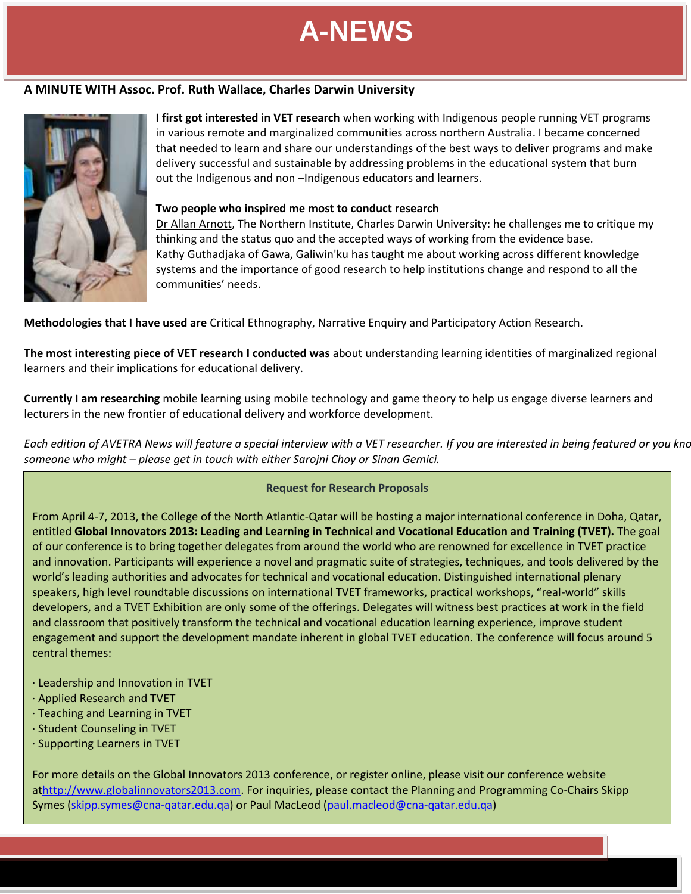# A-NEWS

## A MINUTE WITH Assoc. Prof. Ruth Wallace, Charles Darwin University

**I first got interested in VET research** when working with Indigenous people running VET programs in various remote and marginalized communities across northern Australia. I became concerned that needed to learn and share our understandings of the best ways to deliver programs and make delivery successful and sustainable by addressing problems in the educational system that burn out the Indigenous and non –Indigenous educators and learners.

**Two people who inspired me most to conduct research**
Dr Allan Arnott, The Northern Institute, Charles Darwin University: he challenges me to critique my thinking and the status quo and the accepted ways of working from the evidence base.
Kathy Guthadjaka of Gawa, Galiwin'ku has taught me about working across different knowledge systems and the importance of good research to help institutions change and respond to all the communities' needs.

**Methodologies that I have used are** Critical Ethnography, Narrative Enquiry and Participatory Action Research.

**The most interesting piece of VET research I conducted was** about understanding learning identities of marginalized regional learners and their implications for educational delivery.

**Currently I am researching** mobile learning using mobile technology and game theory to help us engage diverse learners and lecturers in the new frontier of educational delivery and workforce development.

*Each edition of AVETRA News will feature a special interview with a VET researcher. If you are interested in being featured or you kno someone who might – please get in touch with either Sarojni Choy or Sinan Gemici.*

### Request for Research Proposals

From April 4-7, 2013, the College of the North Atlantic-Qatar will be hosting a major international conference in Doha, Qatar, entitled **Global Innovators 2013: Leading and Learning in Technical and Vocational Education and Training (TVET).** The goal of our conference is to bring together delegates from around the world who are renowned for excellence in TVET practice and innovation. Participants will experience a novel and pragmatic suite of strategies, techniques, and tools delivered by the world's leading authorities and advocates for technical and vocational education. Distinguished international plenary speakers, high level roundtable discussions on international TVET frameworks, practical workshops, "real-world" skills developers, and a TVET Exhibition are only some of the offerings. Delegates will witness best practices at work in the field and classroom that positively transform the technical and vocational education learning experience, improve student engagement and support the development mandate inherent in global TVET education. The conference will focus around 5 central themes:

- Leadership and Innovation in TVET
- Applied Research and TVET
- Teaching and Learning in TVET
- Student Counseling in TVET
- Supporting Learners in TVET

For more details on the Global Innovators 2013 conference, or register online, please visit our conference website athttp://www.globalinnovators2013.com. For inquiries, please contact the Planning and Programming Co-Chairs Skipp Symes (skipp.symes@cna-qatar.edu.qa) or Paul MacLeod (paul.macleod@cna-qatar.edu.qa)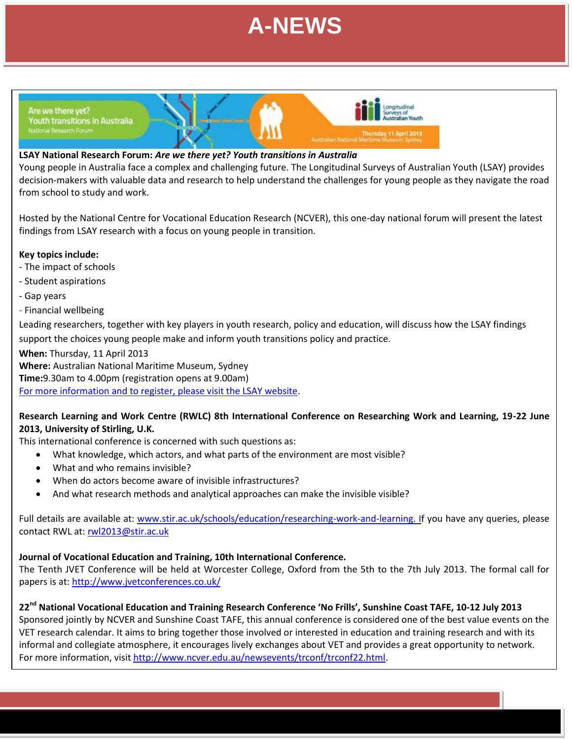# A-NEWS

**LSAY National Research Forum:** ***Are we there yet? Youth transitions in Australia***

Young people in Australia face a complex and challenging future. The Longitudinal Surveys of Australian Youth (LSAY) provides decision-makers with valuable data and research to help understand the challenges for young people as they navigate the road from school to study and work.

Hosted by the National Centre for Vocational Education Research (NCVER), this one-day national forum will present the latest findings from LSAY research with a focus on young people in transition.

**Key topics include:**

- The impact of schools
- Student aspirations
- Gap years
- Financial wellbeing

Leading researchers, together with key players in youth research, policy and education, will discuss how the LSAY findings support the choices young people make and inform youth transitions policy and practice.

**When:** Thursday, 11 April 2013
**Where:** Australian National Maritime Museum, Sydney
**Time:**9.30am to 4.00pm (registration opens at 9.00am)
For more information and to register, please visit the LSAY website.

**Research Learning and Work Centre (RWLC) 8th International Conference on Researching Work and Learning, 19-22 June 2013, University of Stirling, U.K.**

This international conference is concerned with such questions as:

- What knowledge, which actors, and what parts of the environment are most visible?
- What and who remains invisible?
- When do actors become aware of invisible infrastructures?
- And what research methods and analytical approaches can make the invisible visible?

Full details are available at: www.stir.ac.uk/schools/education/researching-work-and-learning. If you have any queries, please contact RWL at: rwl2013@stir.ac.uk

**Journal of Vocational Education and Training, 10th International Conference.**

The Tenth JVET Conference will be held at Worcester College, Oxford from the 5th to the 7th July 2013. The formal call for papers is at: http://www.jvetconferences.co.uk/

**22nd National Vocational Education and Training Research Conference 'No Frills', Sunshine Coast TAFE, 10-12 July 2013**

Sponsored jointly by NCVER and Sunshine Coast TAFE, this annual conference is considered one of the best value events on the VET research calendar. It aims to bring together those involved or interested in education and training research and with its informal and collegiate atmosphere, it encourages lively exchanges about VET and provides a great opportunity to network. For more information, visit http://www.ncver.edu.au/newsevents/trconf/trconf22.html.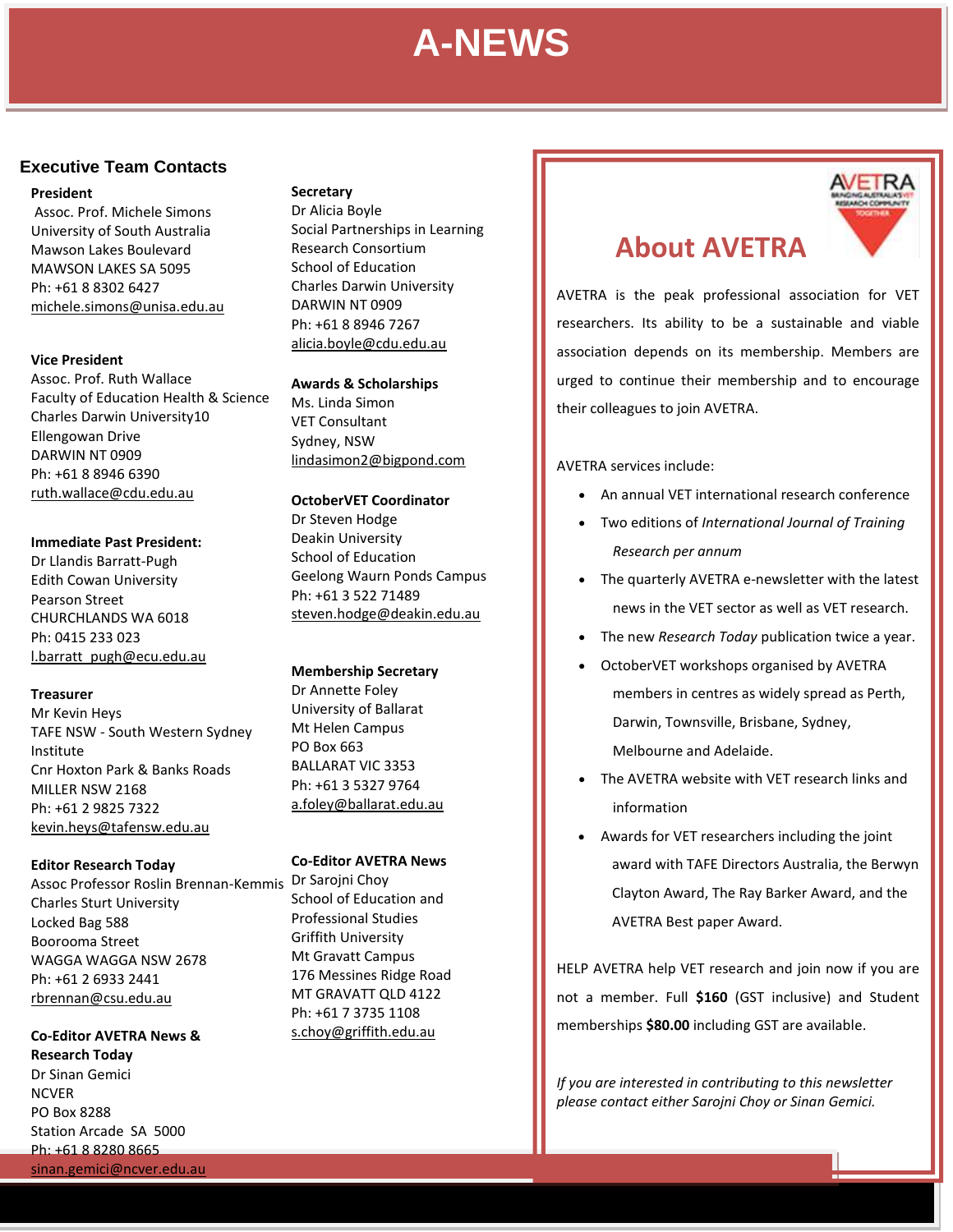# A-NEWS

## Executive Team Contacts

**President**
Assoc. Prof. Michele Simons
University of South Australia
Mawson Lakes Boulevard
MAWSON LAKES SA 5095
Ph: +61 8 8302 6427
michele.simons@unisa.edu.au

**Vice President**
Assoc. Prof. Ruth Wallace
Faculty of Education Health & Science
Charles Darwin University10
Ellengowan Drive
DARWIN NT 0909
Ph: +61 8 8946 6390
ruth.wallace@cdu.edu.au

**Immediate Past President:**
Dr Llandis Barratt-Pugh
Edith Cowan University
Pearson Street
CHURCHLANDS WA 6018
Ph: 0415 233 023
l.barratt_pugh@ecu.edu.au

**Treasurer**
Mr Kevin Heys
TAFE NSW - South Western Sydney Institute
Cnr Hoxton Park & Banks Roads
MILLER NSW 2168
Ph: +61 2 9825 7322
kevin.heys@tafensw.edu.au

**Editor Research Today**
Assoc Professor Roslin Brennan-Kemmis
Charles Sturt University
Locked Bag 588
Boorooma Street
WAGGA WAGGA NSW 2678
Ph: +61 2 6933 2441
rbrennan@csu.edu.au

**Co-Editor AVETRA News & Research Today**
Dr Sinan Gemici
NCVER
PO Box 8288
Station Arcade SA 5000
Ph: +61 8 8280 8665
sinan.gemici@ncver.edu.au

**Secretary**
Dr Alicia Boyle
Social Partnerships in Learning Research Consortium
School of Education
Charles Darwin University
DARWIN NT 0909
Ph: +61 8 8946 7267
alicia.boyle@cdu.edu.au

**Awards & Scholarships**
Ms. Linda Simon
VET Consultant
Sydney, NSW
lindasimon2@bigpond.com

**OctoberVET Coordinator**
Dr Steven Hodge
Deakin University
School of Education
Geelong Waurn Ponds Campus
Ph: +61 3 522 71489
steven.hodge@deakin.edu.au

**Membership Secretary**
Dr Annette Foley
University of Ballarat
Mt Helen Campus
PO Box 663
BALLARAT VIC 3353
Ph: +61 3 5327 9764
a.foley@ballarat.edu.au

**Co-Editor AVETRA News**
Dr Sarojni Choy
School of Education and Professional Studies
Griffith University
Mt Gravatt Campus
176 Messines Ridge Road
MT GRAVATT QLD 4122
Ph: +61 7 3735 1108
s.choy@griffith.edu.au

## About AVETRA

AVETRA is the peak professional association for VET researchers. Its ability to be a sustainable and viable association depends on its membership. Members are urged to continue their membership and to encourage their colleagues to join AVETRA.

AVETRA services include:

- An annual VET international research conference
- Two editions of *International Journal of Training Research per annum*
- The quarterly AVETRA e-newsletter with the latest news in the VET sector as well as VET research.
- The new *Research Today* publication twice a year.
- OctoberVET workshops organised by AVETRA members in centres as widely spread as Perth, Darwin, Townsville, Brisbane, Sydney, Melbourne and Adelaide.
- The AVETRA website with VET research links and information
- Awards for VET researchers including the joint award with TAFE Directors Australia, the Berwyn Clayton Award, The Ray Barker Award, and the AVETRA Best paper Award.

HELP AVETRA help VET research and join now if you are not a member. Full **$160** (GST inclusive) and Student memberships **$80.00** including GST are available.

*If you are interested in contributing to this newsletter please contact either Sarojni Choy or Sinan Gemici.*